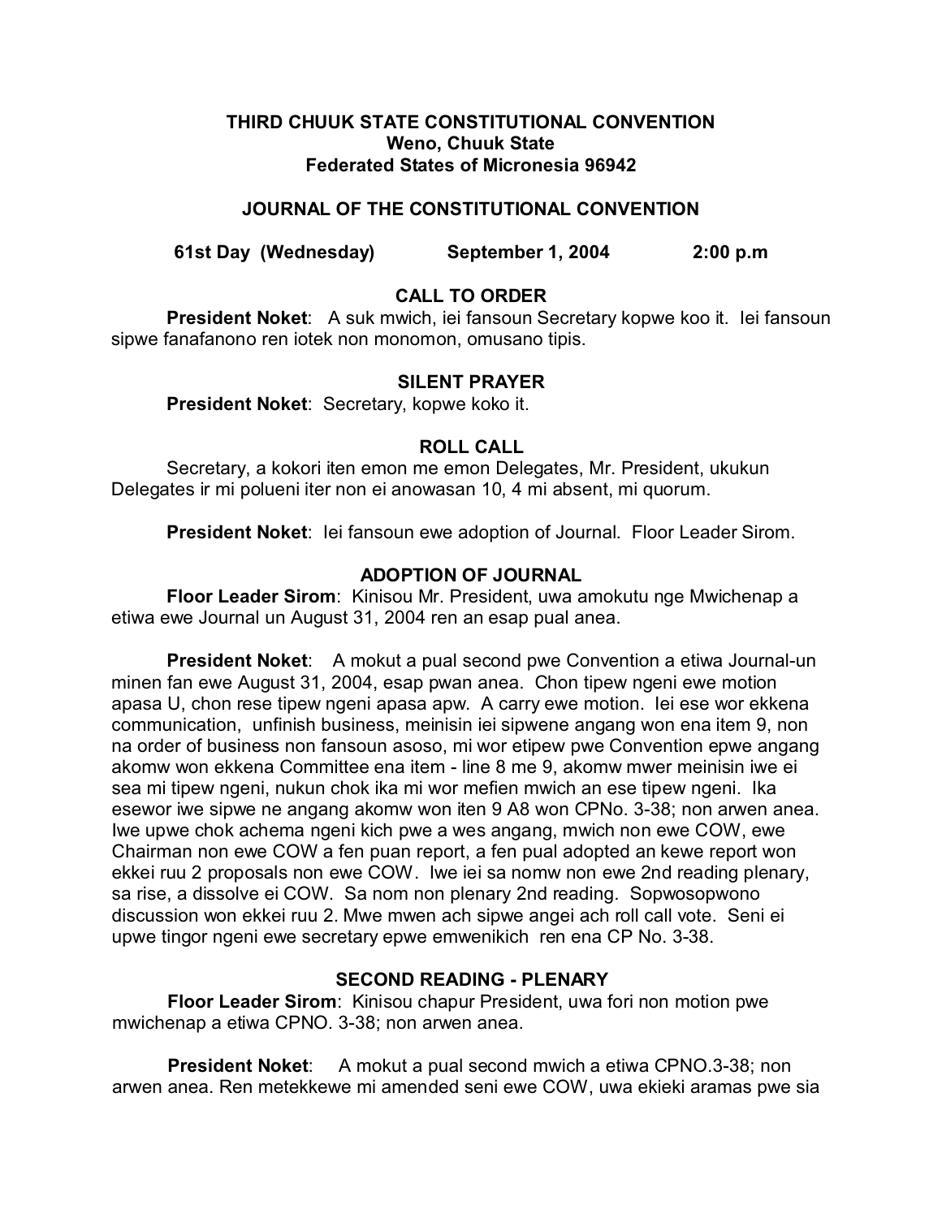**THIRD CHUUK STATE CONSTITUTIONAL CONVENTION**
**Weno, Chuuk State**
**Federated States of Micronesia 96942**

## JOURNAL OF THE CONSTITUTIONAL CONVENTION

**61st Day (Wednesday) September 1, 2004 2:00 p.m**

### CALL TO ORDER

**President Noket**: A suk mwich, iei fansoun Secretary kopwe koo it. Iei fansoun sipwe fanafanono ren iotek non monomon, omusano tipis.

### SILENT PRAYER

**President Noket**: Secretary, kopwe koko it.

### ROLL CALL

Secretary, a kokori iten emon me emon Delegates, Mr. President, ukukun Delegates ir mi polueni iter non ei anowasan 10, 4 mi absent, mi quorum.

**President Noket**: Iei fansoun ewe adoption of Journal. Floor Leader Sirom.

### ADOPTION OF JOURNAL

**Floor Leader Sirom**: Kinisou Mr. President, uwa amokutu nge Mwichenap a etiwa ewe Journal un August 31, 2004 ren an esap pual anea.

**President Noket**: A mokut a pual second pwe Convention a etiwa Journal-un minen fan ewe August 31, 2004, esap pwan anea. Chon tipew ngeni ewe motion apasa U, chon rese tipew ngeni apasa apw. A carry ewe motion. Iei ese wor ekkena communication, unfinish business, meinisin iei sipwene angang won ena item 9, non na order of business non fansoun asoso, mi wor etipew pwe Convention epwe angang akomw won ekkena Committee ena item - line 8 me 9, akomw mwer meinisin iwe ei sea mi tipew ngeni, nukun chok ika mi wor mefien mwich an ese tipew ngeni. Ika esewor iwe sipwe ne angang akomw won iten 9 A8 won CPNo. 3-38; non arwen anea. Iwe upwe chok achema ngeni kich pwe a wes angang, mwich non ewe COW, ewe Chairman non ewe COW a fen puan report, a fen pual adopted an kewe report won ekkei ruu 2 proposals non ewe COW. Iwe iei sa nomw non ewe 2nd reading plenary, sa rise, a dissolve ei COW. Sa nom non plenary 2nd reading. Sopwosopwono discussion won ekkei ruu 2. Mwe mwen ach sipwe angei ach roll call vote. Seni ei upwe tingor ngeni ewe secretary epwe emwenikich ren ena CP No. 3-38.

### SECOND READING - PLENARY

**Floor Leader Sirom**: Kinisou chapur President, uwa fori non motion pwe mwichenap a etiwa CPNO. 3-38; non arwen anea.

**President Noket**: A mokut a pual second mwich a etiwa CPNO.3-38; non arwen anea. Ren metekkewe mi amended seni ewe COW, uwa ekieki aramas pwe sia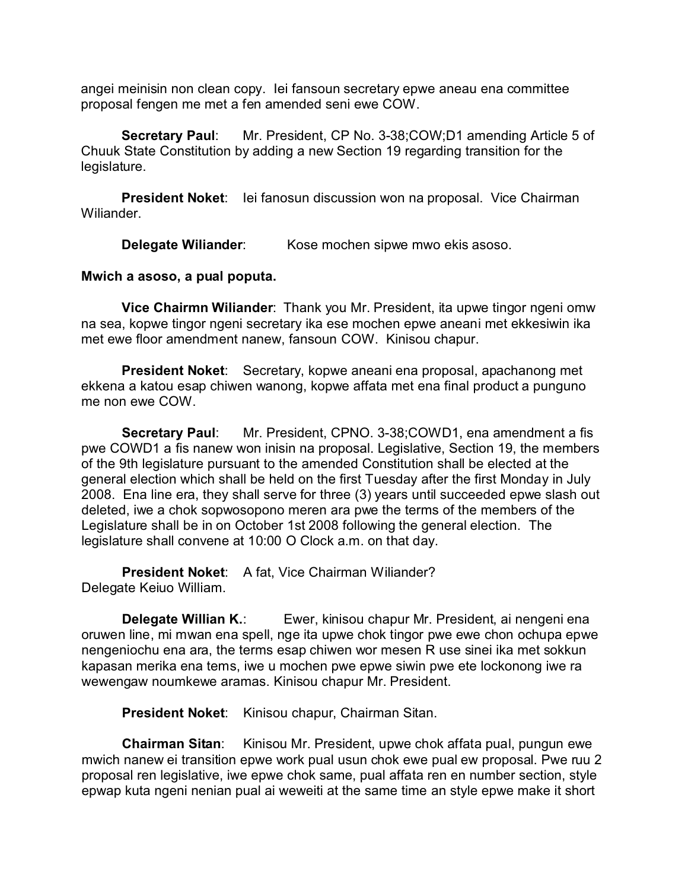angei meinisin non clean copy. Iei fansoun secretary epwe aneau ena committee proposal fengen me met a fen amended seni ewe COW.

**Secretary Paul**: Mr. President, CP No. 3-38;COW;D1 amending Article 5 of Chuuk State Constitution by adding a new Section 19 regarding transition for the legislature.

**President Noket**: Iei fanosun discussion won na proposal. Vice Chairman Wiliander.

**Delegate Wiliander**: Kose mochen sipwe mwo ekis asoso.

**Mwich a asoso, a pual poputa.**

**Vice Chairmn Wiliander**: Thank you Mr. President, ita upwe tingor ngeni omw na sea, kopwe tingor ngeni secretary ika ese mochen epwe aneani met ekkesiwin ika met ewe floor amendment nanew, fansoun COW. Kinisou chapur.

**President Noket**: Secretary, kopwe aneani ena proposal, apachanong met ekkena a katou esap chiwen wanong, kopwe affata met ena final product a punguno me non ewe COW.

**Secretary Paul**: Mr. President, CPNO. 3-38;COWD1, ena amendment a fis pwe COWD1 a fis nanew won inisin na proposal. Legislative, Section 19, the members of the 9th legislature pursuant to the amended Constitution shall be elected at the general election which shall be held on the first Tuesday after the first Monday in July 2008. Ena line era, they shall serve for three (3) years until succeeded epwe slash out deleted, iwe a chok sopwosopono meren ara pwe the terms of the members of the Legislature shall be in on October 1st 2008 following the general election. The legislature shall convene at 10:00 O Clock a.m. on that day.

**President Noket**: A fat, Vice Chairman Wiliander?
Delegate Keiuo William.

**Delegate Willian K.**: Ewer, kinisou chapur Mr. President, ai nengeni ena oruwen line, mi mwan ena spell, nge ita upwe chok tingor pwe ewe chon ochupa epwe nengeniochu ena ara, the terms esap chiwen wor mesen R use sinei ika met sokkun kapasan merika ena tems, iwe u mochen pwe epwe siwin pwe ete lockonong iwe ra wewengaw noumkewe aramas. Kinisou chapur Mr. President.

**President Noket**: Kinisou chapur, Chairman Sitan.

**Chairman Sitan**: Kinisou Mr. President, upwe chok affata pual, pungun ewe mwich nanew ei transition epwe work pual usun chok ewe pual ew proposal. Pwe ruu 2 proposal ren legislative, iwe epwe chok same, pual affata ren en number section, style epwap kuta ngeni nenian pual ai weweiti at the same time an style epwe make it short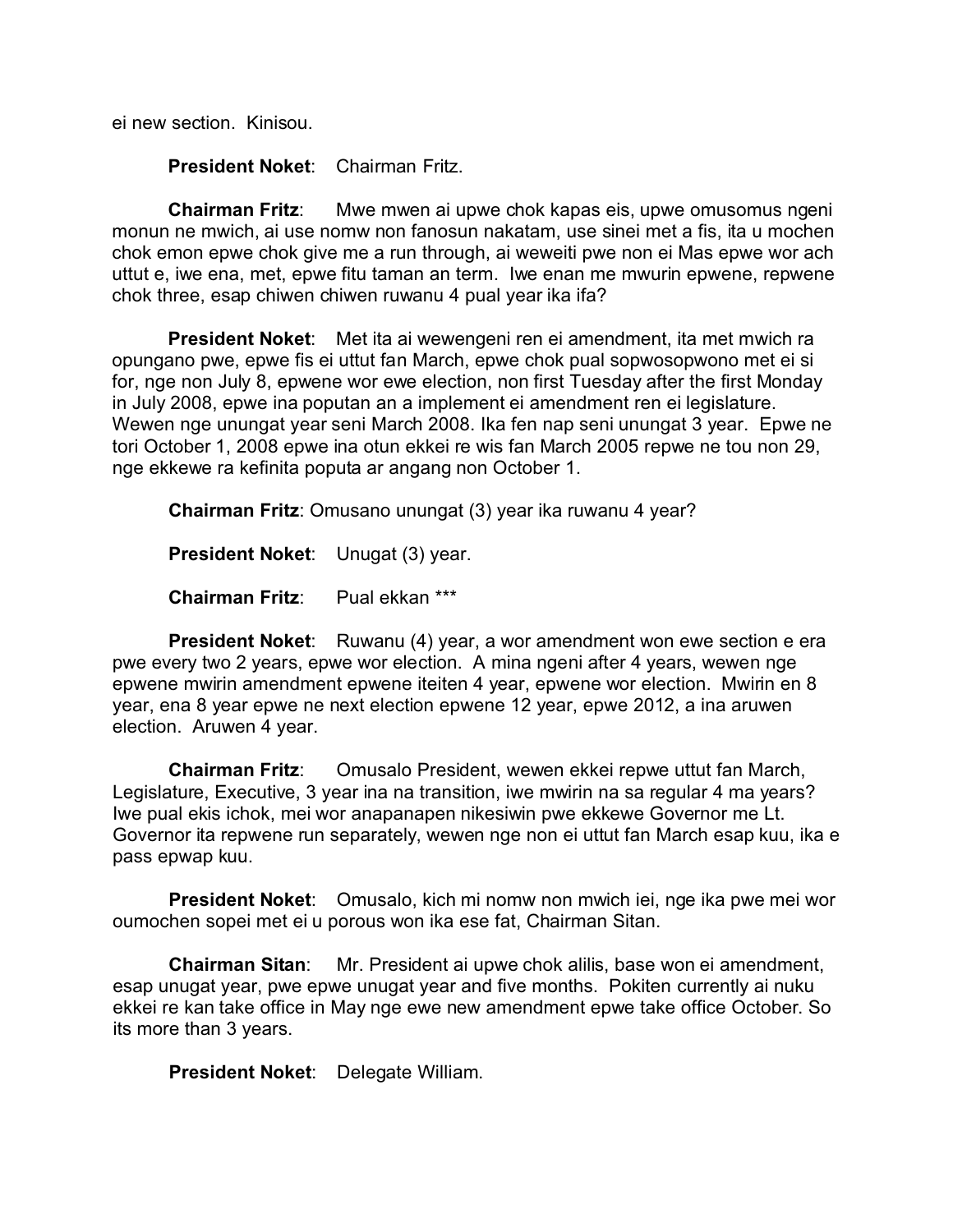ei new section. Kinisou.

**President Noket**: Chairman Fritz.

**Chairman Fritz**: Mwe mwen ai upwe chok kapas eis, upwe omusomus ngeni monun ne mwich, ai use nomw non fanosun nakatam, use sinei met a fis, ita u mochen chok emon epwe chok give me a run through, ai weweiti pwe non ei Mas epwe wor ach uttut e, iwe ena, met, epwe fitu taman an term. Iwe enan me mwurin epwene, repwene chok three, esap chiwen chiwen ruwanu 4 pual year ika ifa?

**President Noket**: Met ita ai wewengeni ren ei amendment, ita met mwich ra opungano pwe, epwe fis ei uttut fan March, epwe chok pual sopwosopwono met ei si for, nge non July 8, epwene wor ewe election, non first Tuesday after the first Monday in July 2008, epwe ina poputan an a implement ei amendment ren ei legislature. Wewen nge unungat year seni March 2008. Ika fen nap seni unungat 3 year. Epwe ne tori October 1, 2008 epwe ina otun ekkei re wis fan March 2005 repwe ne tou non 29, nge ekkewe ra kefinita poputa ar angang non October 1.

**Chairman Fritz**: Omusano unungat (3) year ika ruwanu 4 year?

**President Noket**: Unugat (3) year.

**Chairman Fritz**: Pual ekkan ***

**President Noket**: Ruwanu (4) year, a wor amendment won ewe section e era pwe every two 2 years, epwe wor election. A mina ngeni after 4 years, wewen nge epwene mwirin amendment epwene iteiten 4 year, epwene wor election. Mwirin en 8 year, ena 8 year epwe ne next election epwene 12 year, epwe 2012, a ina aruwen election. Aruwen 4 year.

**Chairman Fritz**: Omusalo President, wewen ekkei repwe uttut fan March, Legislature, Executive, 3 year ina na transition, iwe mwirin na sa regular 4 ma years? Iwe pual ekis ichok, mei wor anapanapen nikesiwin pwe ekkewe Governor me Lt. Governor ita repwene run separately, wewen nge non ei uttut fan March esap kuu, ika e pass epwap kuu.

**President Noket**: Omusalo, kich mi nomw non mwich iei, nge ika pwe mei wor oumochen sopei met ei u porous won ika ese fat, Chairman Sitan.

**Chairman Sitan**: Mr. President ai upwe chok alilis, base won ei amendment, esap unugat year, pwe epwe unugat year and five months. Pokiten currently ai nuku ekkei re kan take office in May nge ewe new amendment epwe take office October. So its more than 3 years.

**President Noket**: Delegate William.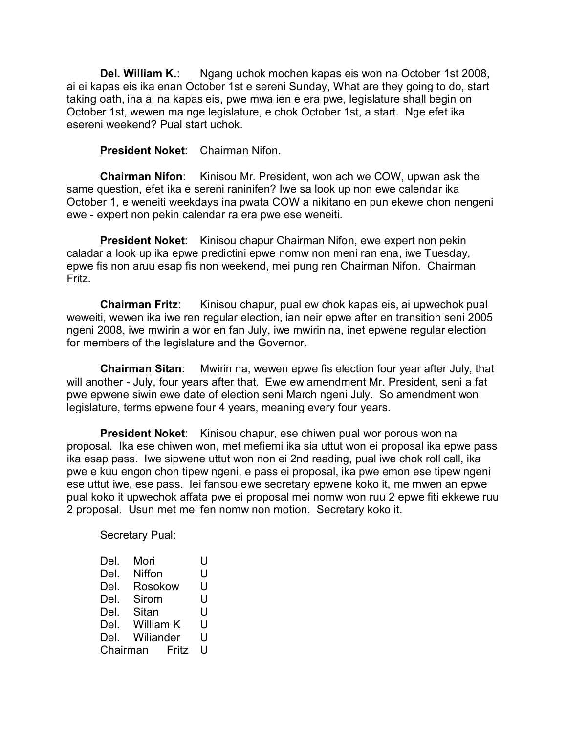**Del. William K.**: Ngang uchok mochen kapas eis won na October 1st 2008, ai ei kapas eis ika enan October 1st e sereni Sunday, What are they going to do, start taking oath, ina ai na kapas eis, pwe mwa ien e era pwe, legislature shall begin on October 1st, wewen ma nge legislature, e chok October 1st, a start. Nge efet ika esereni weekend? Pual start uchok.

**President Noket**: Chairman Nifon.

**Chairman Nifon**: Kinisou Mr. President, won ach we COW, upwan ask the same question, efet ika e sereni raninifen? Iwe sa look up non ewe calendar ika October 1, e weneiti weekdays ina pwata COW a nikitano en pun ekewe chon nengeni ewe - expert non pekin calendar ra era pwe ese weneiti.

**President Noket**: Kinisou chapur Chairman Nifon, ewe expert non pekin caladar a look up ika epwe predictini epwe nomw non meni ran ena, iwe Tuesday, epwe fis non aruu esap fis non weekend, mei pung ren Chairman Nifon. Chairman Fritz.

**Chairman Fritz**: Kinisou chapur, pual ew chok kapas eis, ai upwechok pual weweiti, wewen ika iwe ren regular election, ian neir epwe after en transition seni 2005 ngeni 2008, iwe mwirin a wor en fan July, iwe mwirin na, inet epwene regular election for members of the legislature and the Governor.

**Chairman Sitan**: Mwirin na, wewen epwe fis election four year after July, that will another - July, four years after that. Ewe ew amendment Mr. President, seni a fat pwe epwene siwin ewe date of election seni March ngeni July. So amendment won legislature, terms epwene four 4 years, meaning every four years.

**President Noket**: Kinisou chapur, ese chiwen pual wor porous won na proposal. Ika ese chiwen won, met mefiemi ika sia uttut won ei proposal ika epwe pass ika esap pass. Iwe sipwene uttut won non ei 2nd reading, pual iwe chok roll call, ika pwe e kuu engon chon tipew ngeni, e pass ei proposal, ika pwe emon ese tipew ngeni ese uttut iwe, ese pass. Iei fansou ewe secretary epwene koko it, me mwen an epwe pual koko it upwechok affata pwe ei proposal mei nomw won ruu 2 epwe fiti ekkewe ruu 2 proposal. Usun met mei fen nomw non motion. Secretary koko it.

Secretary Pual:

| | | |
|---|---|---|
| Del. | Mori | U |
| Del. | Niffon | U |
| Del. | Rosokow | U |
| Del. | Sirom | U |
| Del. | Sitan | U |
| Del. | William K | U |
| Del. | Wiliander | U |
| Chairman | Fritz | U |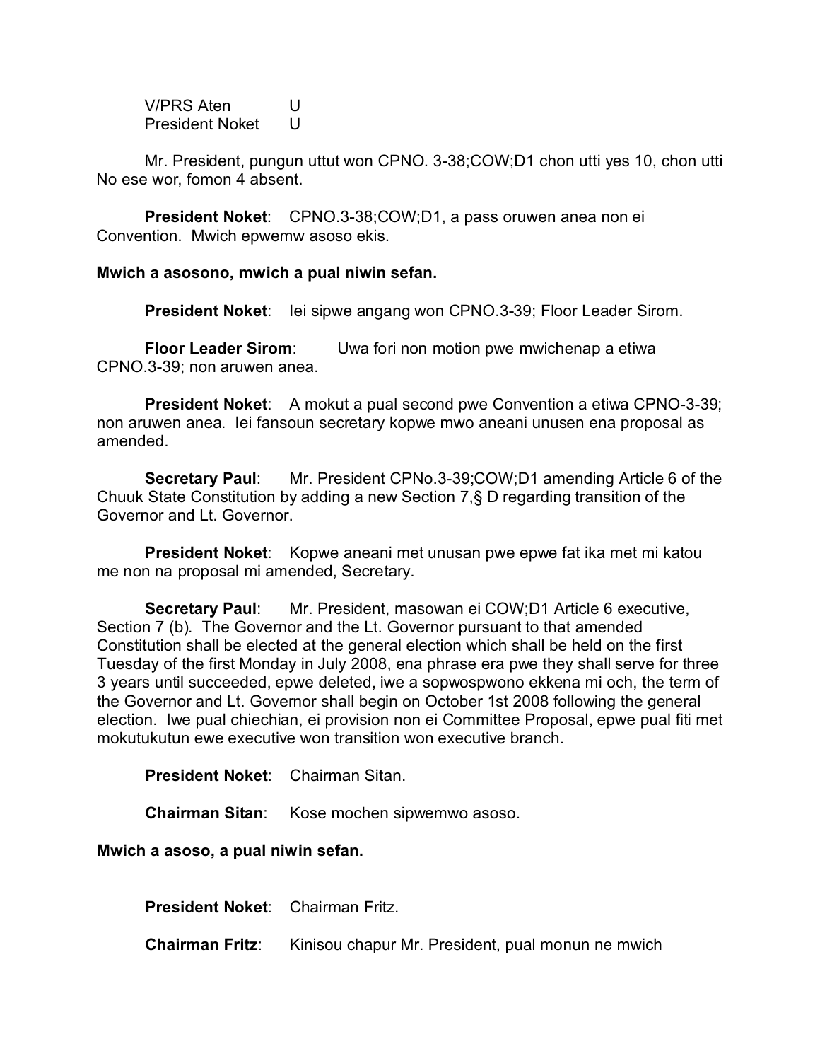V/PRS Aten U
President Noket U

Mr. President, pungun uttut won CPNO. 3-38;COW;D1 chon utti yes 10, chon utti No ese wor, fomon 4 absent.

**President Noket**: CPNO.3-38;COW;D1, a pass oruwen anea non ei Convention. Mwich epwemw asoso ekis.

**Mwich a asosono, mwich a pual niwin sefan.**

**President Noket**: Iei sipwe angang won CPNO.3-39; Floor Leader Sirom.

**Floor Leader Sirom**: Uwa fori non motion pwe mwichenap a etiwa CPNO.3-39; non aruwen anea.

**President Noket**: A mokut a pual second pwe Convention a etiwa CPNO-3-39; non aruwen anea. Iei fansoun secretary kopwe mwo aneani unusen ena proposal as amended.

**Secretary Paul**: Mr. President CPNo.3-39;COW;D1 amending Article 6 of the Chuuk State Constitution by adding a new Section 7,§ D regarding transition of the Governor and Lt. Governor.

**President Noket**: Kopwe aneani met unusan pwe epwe fat ika met mi katou me non na proposal mi amended, Secretary.

**Secretary Paul**: Mr. President, masowan ei COW;D1 Article 6 executive, Section 7 (b). The Governor and the Lt. Governor pursuant to that amended Constitution shall be elected at the general election which shall be held on the first Tuesday of the first Monday in July 2008, ena phrase era pwe they shall serve for three 3 years until succeeded, epwe deleted, iwe a sopwospwono ekkena mi och, the term of the Governor and Lt. Governor shall begin on October 1st 2008 following the general election. Iwe pual chiechian, ei provision non ei Committee Proposal, epwe pual fiti met mokutukutun ewe executive won transition won executive branch.

**President Noket**: Chairman Sitan.

**Chairman Sitan**: Kose mochen sipwemwo asoso.

**Mwich a asoso, a pual niwin sefan.**

**President Noket**: Chairman Fritz.

**Chairman Fritz**: Kinisou chapur Mr. President, pual monun ne mwich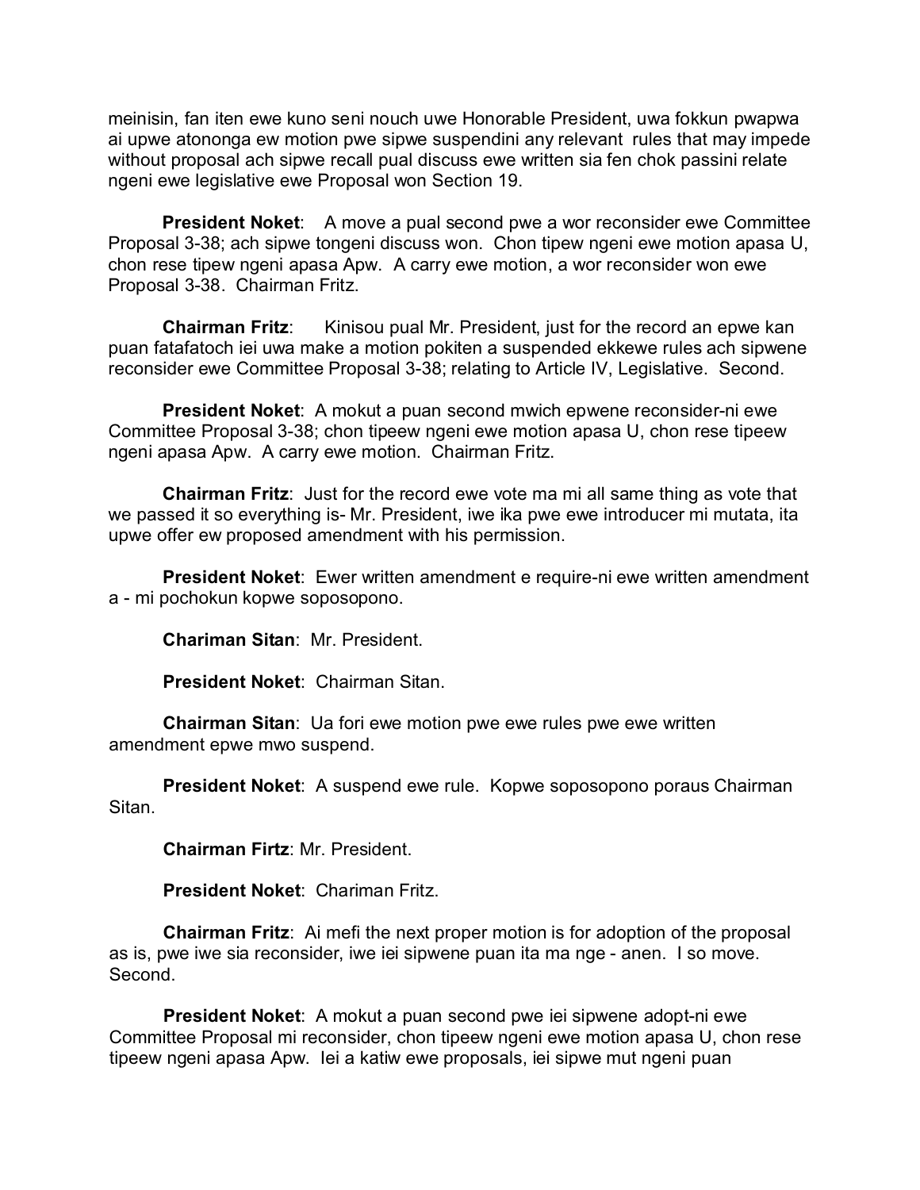meinisin, fan iten ewe kuno seni nouch uwe Honorable President, uwa fokkun pwapwa ai upwe atononga ew motion pwe sipwe suspendini any relevant rules that may impede without proposal ach sipwe recall pual discuss ewe written sia fen chok passini relate ngeni ewe legislative ewe Proposal won Section 19.

**President Noket**: A move a pual second pwe a wor reconsider ewe Committee Proposal 3-38; ach sipwe tongeni discuss won. Chon tipew ngeni ewe motion apasa U, chon rese tipew ngeni apasa Apw. A carry ewe motion, a wor reconsider won ewe Proposal 3-38. Chairman Fritz.

**Chairman Fritz**: Kinisou pual Mr. President, just for the record an epwe kan puan fatafatoch iei uwa make a motion pokiten a suspended ekkewe rules ach sipwene reconsider ewe Committee Proposal 3-38; relating to Article IV, Legislative. Second.

**President Noket**: A mokut a puan second mwich epwene reconsider-ni ewe Committee Proposal 3-38; chon tipeew ngeni ewe motion apasa U, chon rese tipeew ngeni apasa Apw. A carry ewe motion. Chairman Fritz.

**Chairman Fritz**: Just for the record ewe vote ma mi all same thing as vote that we passed it so everything is- Mr. President, iwe ika pwe ewe introducer mi mutata, ita upwe offer ew proposed amendment with his permission.

**President Noket**: Ewer written amendment e require-ni ewe written amendment a - mi pochokun kopwe soposopono.

**Chariman Sitan**: Mr. President.

**President Noket**: Chairman Sitan.

**Chairman Sitan**: Ua fori ewe motion pwe ewe rules pwe ewe written amendment epwe mwo suspend.

**President Noket**: A suspend ewe rule. Kopwe soposopono poraus Chairman Sitan.

**Chairman Firtz**: Mr. President.

**President Noket**: Chariman Fritz.

**Chairman Fritz**: Ai mefi the next proper motion is for adoption of the proposal as is, pwe iwe sia reconsider, iwe iei sipwene puan ita ma nge - anen. I so move. Second.

**President Noket**: A mokut a puan second pwe iei sipwene adopt-ni ewe Committee Proposal mi reconsider, chon tipeew ngeni ewe motion apasa U, chon rese tipeew ngeni apasa Apw. Iei a katiw ewe proposals, iei sipwe mut ngeni puan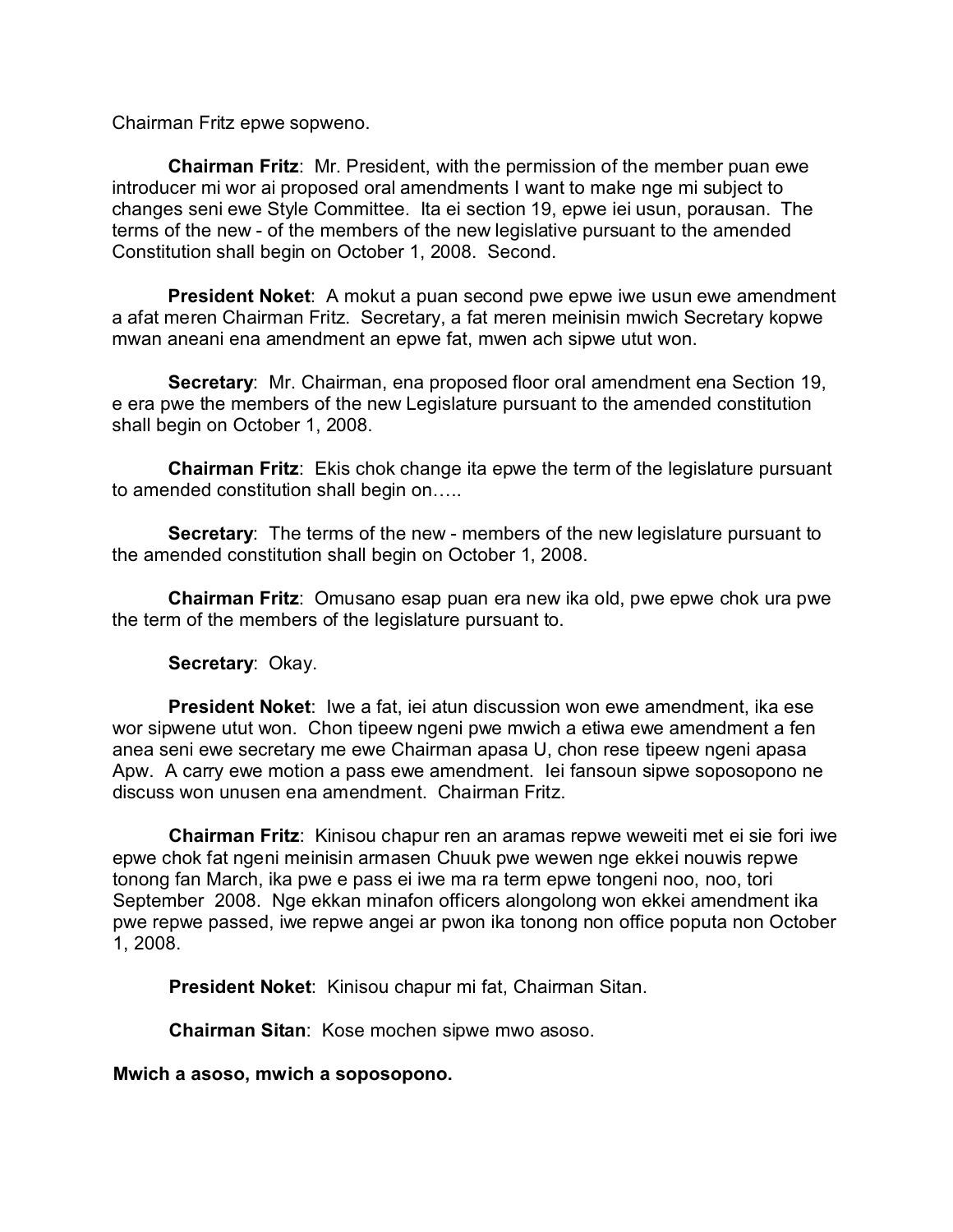Chairman Fritz epwe sopweno.

**Chairman Fritz**: Mr. President, with the permission of the member puan ewe introducer mi wor ai proposed oral amendments I want to make nge mi subject to changes seni ewe Style Committee. Ita ei section 19, epwe iei usun, porausan. The terms of the new - of the members of the new legislative pursuant to the amended Constitution shall begin on October 1, 2008. Second.

**President Noket**: A mokut a puan second pwe epwe iwe usun ewe amendment a afat meren Chairman Fritz. Secretary, a fat meren meinisin mwich Secretary kopwe mwan aneani ena amendment an epwe fat, mwen ach sipwe utut won.

**Secretary**: Mr. Chairman, ena proposed floor oral amendment ena Section 19, e era pwe the members of the new Legislature pursuant to the amended constitution shall begin on October 1, 2008.

**Chairman Fritz**: Ekis chok change ita epwe the term of the legislature pursuant to amended constitution shall begin on…..

**Secretary**: The terms of the new - members of the new legislature pursuant to the amended constitution shall begin on October 1, 2008.

**Chairman Fritz**: Omusano esap puan era new ika old, pwe epwe chok ura pwe the term of the members of the legislature pursuant to.

**Secretary**: Okay.

**President Noket**: Iwe a fat, iei atun discussion won ewe amendment, ika ese wor sipwene utut won. Chon tipeew ngeni pwe mwich a etiwa ewe amendment a fen anea seni ewe secretary me ewe Chairman apasa U, chon rese tipeew ngeni apasa Apw. A carry ewe motion a pass ewe amendment. Iei fansoun sipwe soposopono ne discuss won unusen ena amendment. Chairman Fritz.

**Chairman Fritz**: Kinisou chapur ren an aramas repwe weweiti met ei sie fori iwe epwe chok fat ngeni meinisin armasen Chuuk pwe wewen nge ekkei nouwis repwe tonong fan March, ika pwe e pass ei iwe ma ra term epwe tongeni noo, noo, tori September 2008. Nge ekkan minafon officers alongolong won ekkei amendment ika pwe repwe passed, iwe repwe angei ar pwon ika tonong non office poputa non October 1, 2008.

**President Noket**: Kinisou chapur mi fat, Chairman Sitan.

**Chairman Sitan**: Kose mochen sipwe mwo asoso.

**Mwich a asoso, mwich a soposopono.**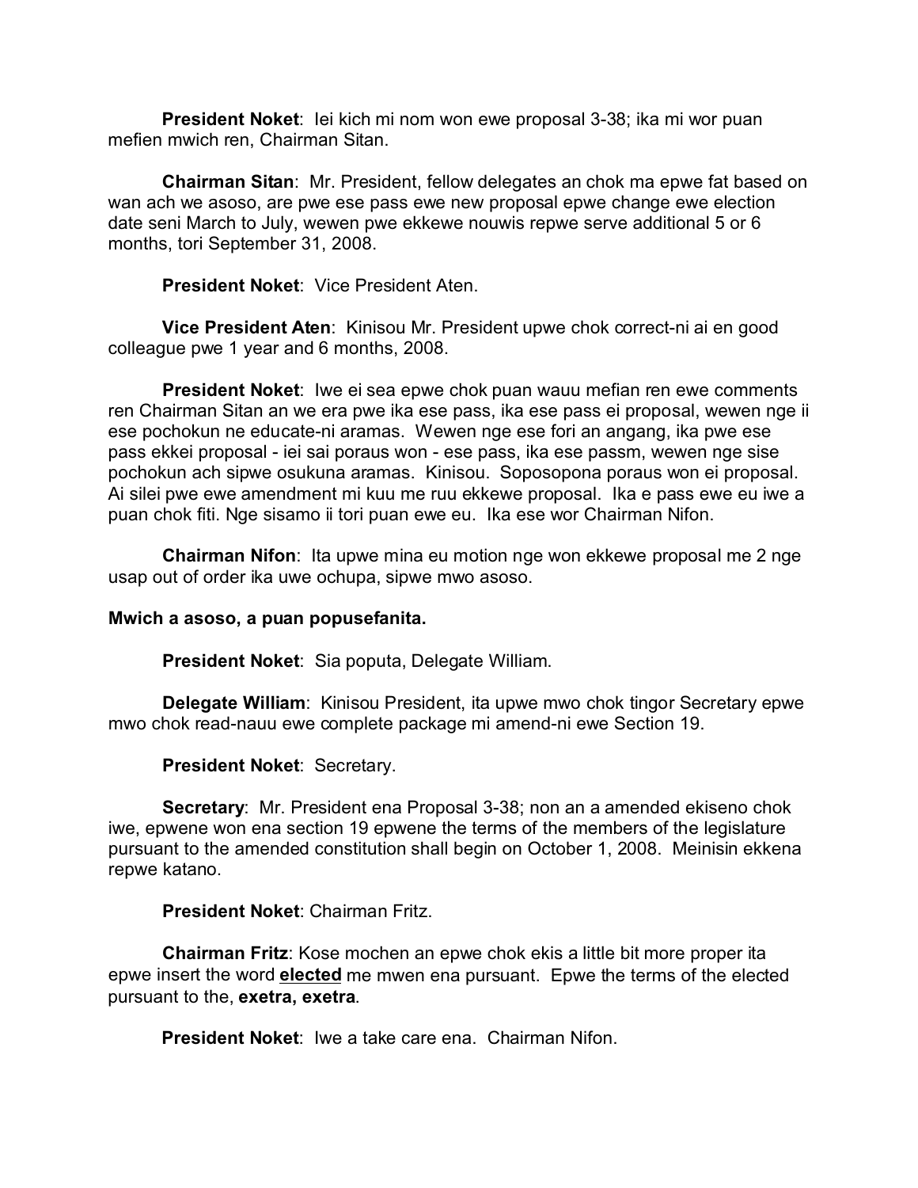**President Noket**: Iei kich mi nom won ewe proposal 3-38; ika mi wor puan mefien mwich ren, Chairman Sitan.

**Chairman Sitan**: Mr. President, fellow delegates an chok ma epwe fat based on wan ach we asoso, are pwe ese pass ewe new proposal epwe change ewe election date seni March to July, wewen pwe ekkewe nouwis repwe serve additional 5 or 6 months, tori September 31, 2008.

**President Noket**: Vice President Aten.

**Vice President Aten**: Kinisou Mr. President upwe chok correct-ni ai en good colleague pwe 1 year and 6 months, 2008.

**President Noket**: Iwe ei sea epwe chok puan wauu mefian ren ewe comments ren Chairman Sitan an we era pwe ika ese pass, ika ese pass ei proposal, wewen nge ii ese pochokun ne educate-ni aramas. Wewen nge ese fori an angang, ika pwe ese pass ekkei proposal - iei sai poraus won - ese pass, ika ese passm, wewen nge sise pochokun ach sipwe osukuna aramas. Kinisou. Soposopona poraus won ei proposal. Ai silei pwe ewe amendment mi kuu me ruu ekkewe proposal. Ika e pass ewe eu iwe a puan chok fiti. Nge sisamo ii tori puan ewe eu. Ika ese wor Chairman Nifon.

**Chairman Nifon**: Ita upwe mina eu motion nge won ekkewe proposal me 2 nge usap out of order ika uwe ochupa, sipwe mwo asoso.

**Mwich a asoso, a puan popusefanita.**

**President Noket**: Sia poputa, Delegate William.

**Delegate William**: Kinisou President, ita upwe mwo chok tingor Secretary epwe mwo chok read-nauu ewe complete package mi amend-ni ewe Section 19.

**President Noket**: Secretary.

**Secretary**: Mr. President ena Proposal 3-38; non an a amended ekiseno chok iwe, epwene won ena section 19 epwene the terms of the members of the legislature pursuant to the amended constitution shall begin on October 1, 2008. Meinisin ekkena repwe katano.

**President Noket**: Chairman Fritz.

**Chairman Fritz**: Kose mochen an epwe chok ekis a little bit more proper ita epwe insert the word <u>**elected**</u> me mwen ena pursuant. Epwe the terms of the elected pursuant to the, **exetra, exetra**.

**President Noket**: Iwe a take care ena. Chairman Nifon.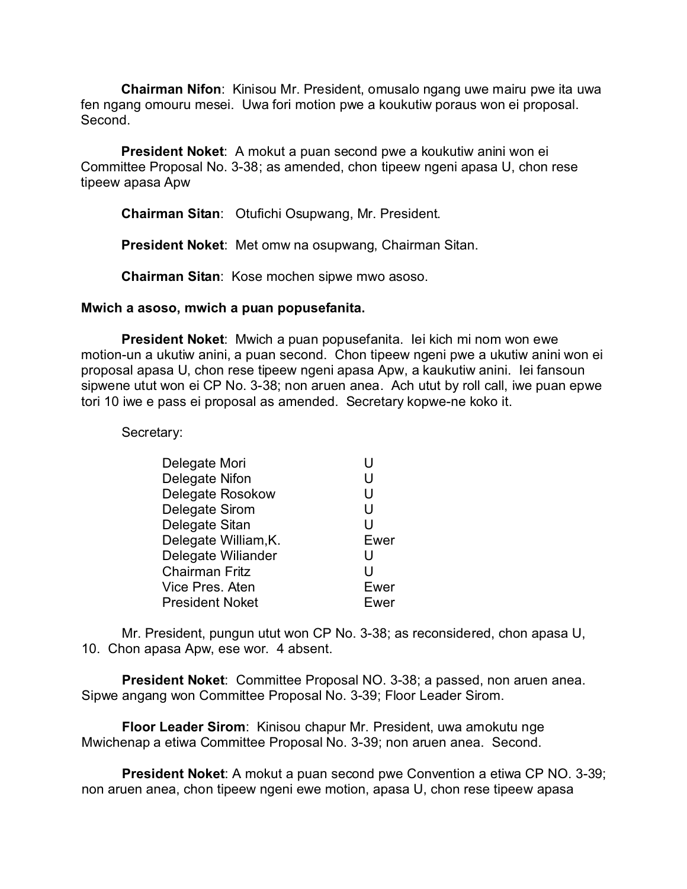**Chairman Nifon**: Kinisou Mr. President, omusalo ngang uwe mairu pwe ita uwa fen ngang omouru mesei. Uwa fori motion pwe a koukutiw poraus won ei proposal. Second.

**President Noket**: A mokut a puan second pwe a koukutiw anini won ei Committee Proposal No. 3-38; as amended, chon tipeew ngeni apasa U, chon rese tipeew apasa Apw

**Chairman Sitan**: Otufichi Osupwang, Mr. President.

**President Noket**: Met omw na osupwang, Chairman Sitan.

**Chairman Sitan**: Kose mochen sipwe mwo asoso.

**Mwich a asoso, mwich a puan popusefanita.**

**President Noket**: Mwich a puan popusefanita. Iei kich mi nom won ewe motion-un a ukutiw anini, a puan second. Chon tipeew ngeni pwe a ukutiw anini won ei proposal apasa U, chon rese tipeew ngeni apasa Apw, a kaukutiw anini. Iei fansoun sipwene utut won ei CP No. 3-38; non aruen anea. Ach utut by roll call, iwe puan epwe tori 10 iwe e pass ei proposal as amended. Secretary kopwe-ne koko it.

Secretary:

| | |
|---|---|
| Delegate Mori | U |
| Delegate Nifon | U |
| Delegate Rosokow | U |
| Delegate Sirom | U |
| Delegate Sitan | U |
| Delegate William,K. | Ewer |
| Delegate Wiliander | U |
| Chairman Fritz | U |
| Vice Pres. Aten | Ewer |
| President Noket | Ewer |

Mr. President, pungun utut won CP No. 3-38; as reconsidered, chon apasa U, 10. Chon apasa Apw, ese wor. 4 absent.

**President Noket**: Committee Proposal NO. 3-38; a passed, non aruen anea. Sipwe angang won Committee Proposal No. 3-39; Floor Leader Sirom.

**Floor Leader Sirom**: Kinisou chapur Mr. President, uwa amokutu nge Mwichenap a etiwa Committee Proposal No. 3-39; non aruen anea. Second.

**President Noket**: A mokut a puan second pwe Convention a etiwa CP NO. 3-39; non aruen anea, chon tipeew ngeni ewe motion, apasa U, chon rese tipeew apasa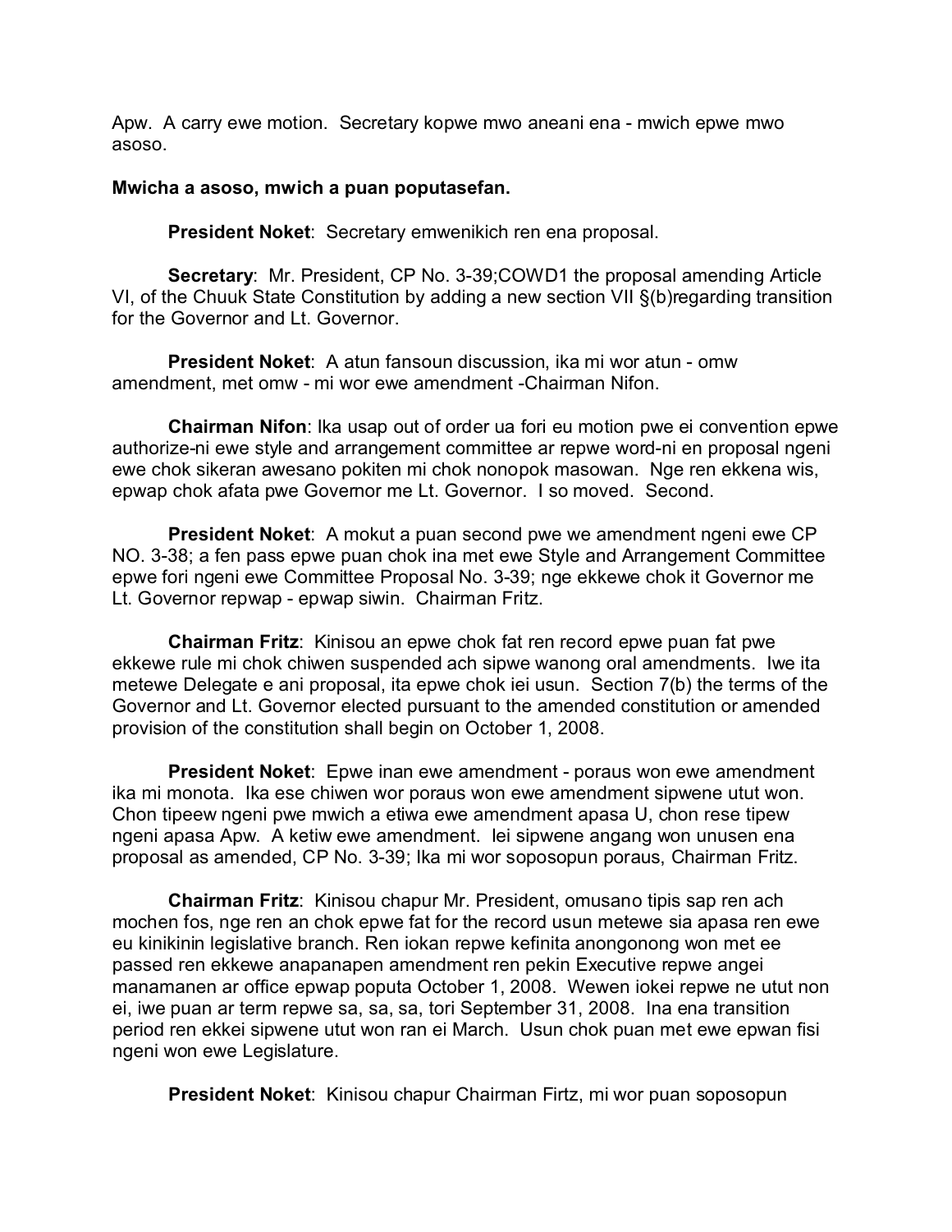Apw. A carry ewe motion. Secretary kopwe mwo aneani ena - mwich epwe mwo asoso.

**Mwicha a asoso, mwich a puan poputasefan.**

**President Noket**: Secretary emwenikich ren ena proposal.

**Secretary**: Mr. President, CP No. 3-39;COWD1 the proposal amending Article VI, of the Chuuk State Constitution by adding a new section VII §(b)regarding transition for the Governor and Lt. Governor.

**President Noket**: A atun fansoun discussion, ika mi wor atun - omw amendment, met omw - mi wor ewe amendment -Chairman Nifon.

**Chairman Nifon**: Ika usap out of order ua fori eu motion pwe ei convention epwe authorize-ni ewe style and arrangement committee ar repwe word-ni en proposal ngeni ewe chok sikeran awesano pokiten mi chok nonopok masowan. Nge ren ekkena wis, epwap chok afata pwe Governor me Lt. Governor. I so moved. Second.

**President Noket**: A mokut a puan second pwe we amendment ngeni ewe CP NO. 3-38; a fen pass epwe puan chok ina met ewe Style and Arrangement Committee epwe fori ngeni ewe Committee Proposal No. 3-39; nge ekkewe chok it Governor me Lt. Governor repwap - epwap siwin. Chairman Fritz.

**Chairman Fritz**: Kinisou an epwe chok fat ren record epwe puan fat pwe ekkewe rule mi chok chiwen suspended ach sipwe wanong oral amendments. Iwe ita metewe Delegate e ani proposal, ita epwe chok iei usun. Section 7(b) the terms of the Governor and Lt. Governor elected pursuant to the amended constitution or amended provision of the constitution shall begin on October 1, 2008.

**President Noket**: Epwe inan ewe amendment - poraus won ewe amendment ika mi monota. Ika ese chiwen wor poraus won ewe amendment sipwene utut won. Chon tipeew ngeni pwe mwich a etiwa ewe amendment apasa U, chon rese tipew ngeni apasa Apw. A ketiw ewe amendment. Iei sipwene angang won unusen ena proposal as amended, CP No. 3-39; Ika mi wor soposopun poraus, Chairman Fritz.

**Chairman Fritz**: Kinisou chapur Mr. President, omusano tipis sap ren ach mochen fos, nge ren an chok epwe fat for the record usun metewe sia apasa ren ewe eu kinikinin legislative branch. Ren iokan repwe kefinita anongonong won met ee passed ren ekkewe anapanapen amendment ren pekin Executive repwe angei manamanen ar office epwap poputa October 1, 2008. Wewen iokei repwe ne utut non ei, iwe puan ar term repwe sa, sa, sa, tori September 31, 2008. Ina ena transition period ren ekkei sipwene utut won ran ei March. Usun chok puan met ewe epwan fisi ngeni won ewe Legislature.

**President Noket**: Kinisou chapur Chairman Firtz, mi wor puan soposopun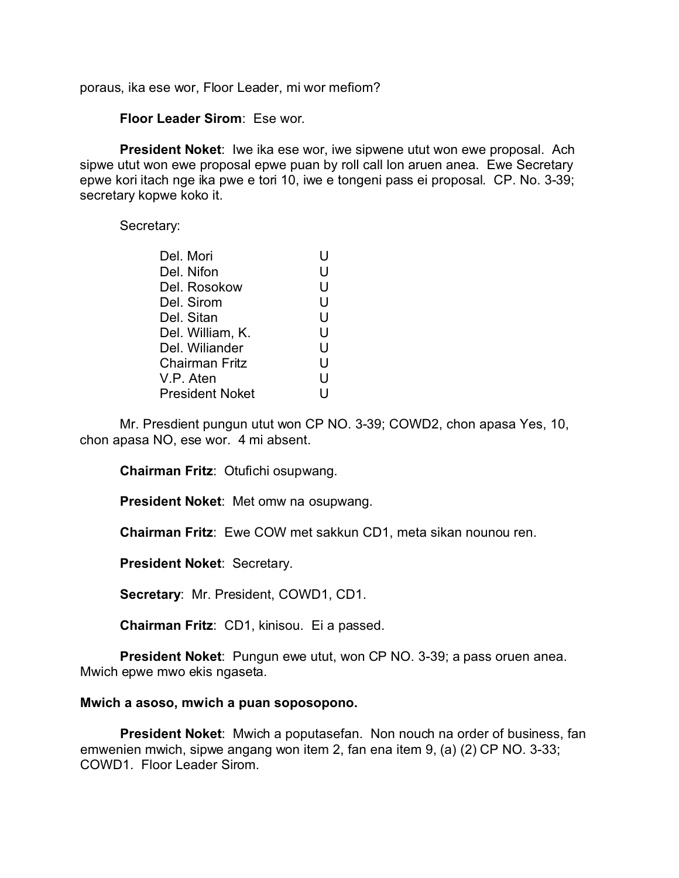poraus, ika ese wor, Floor Leader, mi wor mefiom?

**Floor Leader Sirom**: Ese wor.

**President Noket**: Iwe ika ese wor, iwe sipwene utut won ewe proposal. Ach sipwe utut won ewe proposal epwe puan by roll call lon aruen anea. Ewe Secretary epwe kori itach nge ika pwe e tori 10, iwe e tongeni pass ei proposal. CP. No. 3-39; secretary kopwe koko it.

Secretary:

| | |
|---|---|
| Del. Mori | U |
| Del. Nifon | U |
| Del. Rosokow | U |
| Del. Sirom | U |
| Del. Sitan | U |
| Del. William, K. | U |
| Del. Wiliander | U |
| Chairman Fritz | U |
| V.P. Aten | U |
| President Noket | U |

Mr. Presdient pungun utut won CP NO. 3-39; COWD2, chon apasa Yes, 10, chon apasa NO, ese wor. 4 mi absent.

**Chairman Fritz**: Otufichi osupwang.

**President Noket**: Met omw na osupwang.

**Chairman Fritz**: Ewe COW met sakkun CD1, meta sikan nounou ren.

**President Noket**: Secretary.

**Secretary**: Mr. President, COWD1, CD1.

**Chairman Fritz**: CD1, kinisou. Ei a passed.

**President Noket**: Pungun ewe utut, won CP NO. 3-39; a pass oruen anea. Mwich epwe mwo ekis ngaseta.

**Mwich a asoso, mwich a puan soposopono.**

**President Noket**: Mwich a poputasefan. Non nouch na order of business, fan emwenien mwich, sipwe angang won item 2, fan ena item 9, (a) (2) CP NO. 3-33; COWD1. Floor Leader Sirom.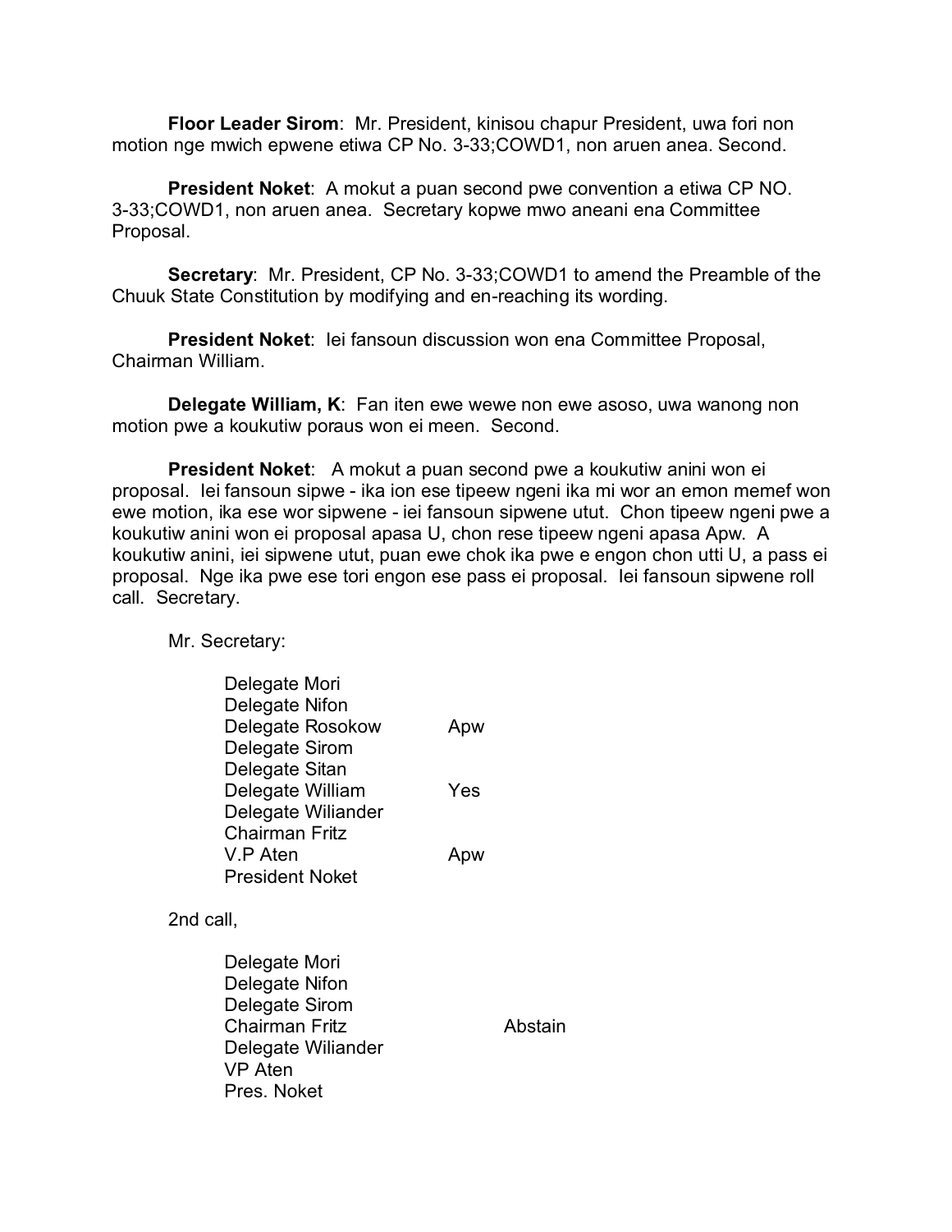**Floor Leader Sirom**: Mr. President, kinisou chapur President, uwa fori non motion nge mwich epwene etiwa CP No. 3-33;COWD1, non aruen anea. Second.

**President Noket**: A mokut a puan second pwe convention a etiwa CP NO. 3-33;COWD1, non aruen anea. Secretary kopwe mwo aneani ena Committee Proposal.

**Secretary**: Mr. President, CP No. 3-33;COWD1 to amend the Preamble of the Chuuk State Constitution by modifying and en-reaching its wording.

**President Noket**: Iei fansoun discussion won ena Committee Proposal, Chairman William.

**Delegate William, K**: Fan iten ewe wewe non ewe asoso, uwa wanong non motion pwe a koukutiw poraus won ei meen. Second.

**President Noket**: A mokut a puan second pwe a koukutiw anini won ei proposal. Iei fansoun sipwe - ika ion ese tipeew ngeni ika mi wor an emon memef won ewe motion, ika ese wor sipwene - iei fansoun sipwene utut. Chon tipeew ngeni pwe a koukutiw anini won ei proposal apasa U, chon rese tipeew ngeni apasa Apw. A koukutiw anini, iei sipwene utut, puan ewe chok ika pwe e engon chon utti U, a pass ei proposal. Nge ika pwe ese tori engon ese pass ei proposal. Iei fansoun sipwene roll call. Secretary.

Mr. Secretary:

| | |
|---|---|
| Delegate Mori | |
| Delegate Nifon | |
| Delegate Rosokow | Apw |
| Delegate Sirom | |
| Delegate Sitan | |
| Delegate William | Yes |
| Delegate Wiliander | |
| Chairman Fritz | |
| V.P Aten | Apw |
| President Noket | |

2nd call,

| | |
|---|---|
| Delegate Mori | |
| Delegate Nifon | |
| Delegate Sirom | |
| Chairman Fritz | Abstain |
| Delegate Wiliander | |
| VP Aten | |
| Pres. Noket | |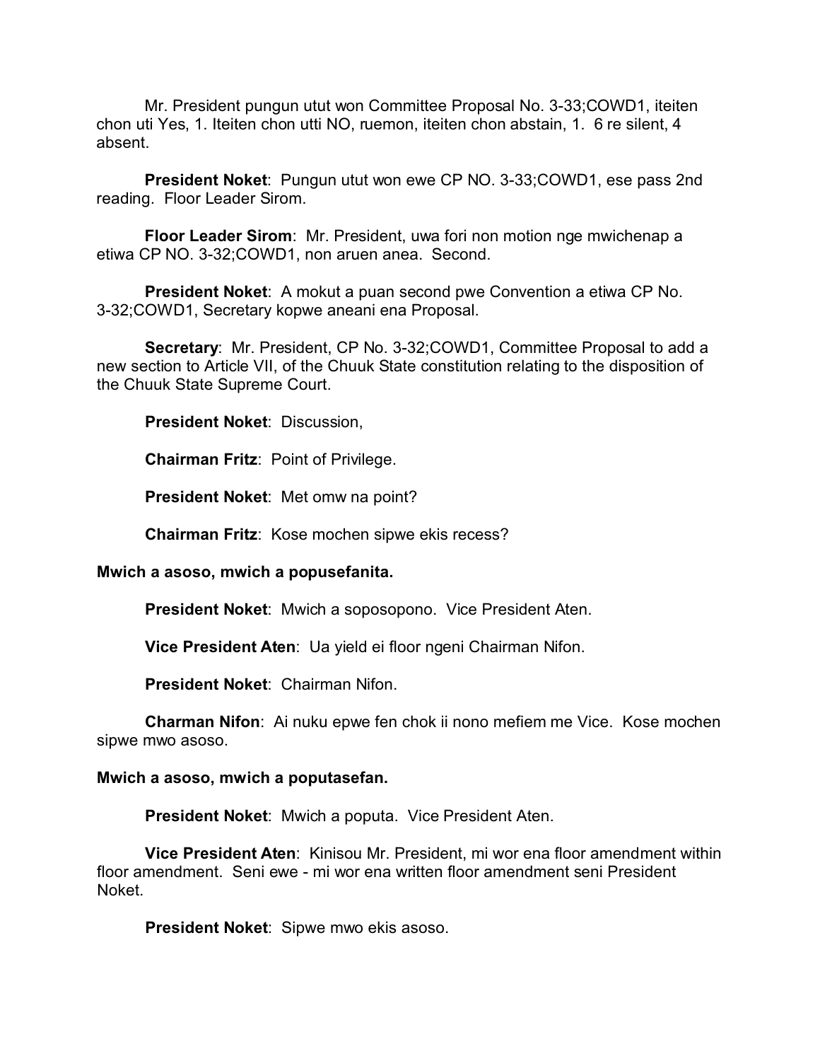Mr. President pungun utut won Committee Proposal No. 3-33;COWD1, iteiten chon uti Yes, 1. Iteiten chon utti NO, ruemon, iteiten chon abstain, 1. 6 re silent, 4 absent.

**President Noket**: Pungun utut won ewe CP NO. 3-33;COWD1, ese pass 2nd reading. Floor Leader Sirom.

**Floor Leader Sirom**: Mr. President, uwa fori non motion nge mwichenap a etiwa CP NO. 3-32;COWD1, non aruen anea. Second.

**President Noket**: A mokut a puan second pwe Convention a etiwa CP No. 3-32;COWD1, Secretary kopwe aneani ena Proposal.

**Secretary**: Mr. President, CP No. 3-32;COWD1, Committee Proposal to add a new section to Article VII, of the Chuuk State constitution relating to the disposition of the Chuuk State Supreme Court.

**President Noket**: Discussion,

**Chairman Fritz**: Point of Privilege.

**President Noket**: Met omw na point?

**Chairman Fritz**: Kose mochen sipwe ekis recess?

**Mwich a asoso, mwich a popusefanita.**

**President Noket**: Mwich a soposopono. Vice President Aten.

**Vice President Aten**: Ua yield ei floor ngeni Chairman Nifon.

**President Noket**: Chairman Nifon.

**Charman Nifon**: Ai nuku epwe fen chok ii nono mefiem me Vice. Kose mochen sipwe mwo asoso.

**Mwich a asoso, mwich a poputasefan.**

**President Noket**: Mwich a poputa. Vice President Aten.

**Vice President Aten**: Kinisou Mr. President, mi wor ena floor amendment within floor amendment. Seni ewe - mi wor ena written floor amendment seni President Noket.

**President Noket**: Sipwe mwo ekis asoso.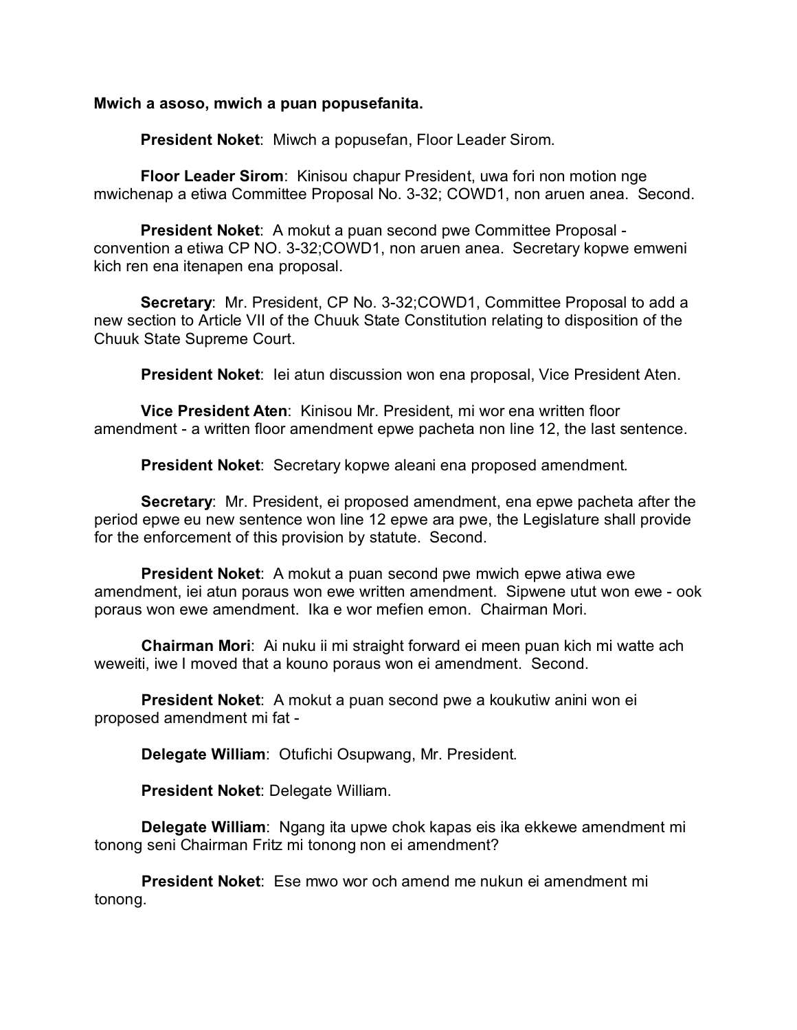**Mwich a asoso, mwich a puan popusefanita.**

**President Noket**: Miwch a popusefan, Floor Leader Sirom.

**Floor Leader Sirom**: Kinisou chapur President, uwa fori non motion nge mwichenap a etiwa Committee Proposal No. 3-32; COWD1, non aruen anea. Second.

**President Noket**: A mokut a puan second pwe Committee Proposal - convention a etiwa CP NO. 3-32;COWD1, non aruen anea. Secretary kopwe emweni kich ren ena itenapen ena proposal.

**Secretary**: Mr. President, CP No. 3-32;COWD1, Committee Proposal to add a new section to Article VII of the Chuuk State Constitution relating to disposition of the Chuuk State Supreme Court.

**President Noket**: Iei atun discussion won ena proposal, Vice President Aten.

**Vice President Aten**: Kinisou Mr. President, mi wor ena written floor amendment - a written floor amendment epwe pacheta non line 12, the last sentence.

**President Noket**: Secretary kopwe aleani ena proposed amendment.

**Secretary**: Mr. President, ei proposed amendment, ena epwe pacheta after the period epwe eu new sentence won line 12 epwe ara pwe, the Legislature shall provide for the enforcement of this provision by statute. Second.

**President Noket**: A mokut a puan second pwe mwich epwe atiwa ewe amendment, iei atun poraus won ewe written amendment. Sipwene utut won ewe - ook poraus won ewe amendment. Ika e wor mefien emon. Chairman Mori.

**Chairman Mori**: Ai nuku ii mi straight forward ei meen puan kich mi watte ach weweiti, iwe I moved that a kouno poraus won ei amendment. Second.

**President Noket**: A mokut a puan second pwe a koukutiw anini won ei proposed amendment mi fat -

**Delegate William**: Otufichi Osupwang, Mr. President.

**President Noket**: Delegate William.

**Delegate William**: Ngang ita upwe chok kapas eis ika ekkewe amendment mi tonong seni Chairman Fritz mi tonong non ei amendment?

**President Noket**: Ese mwo wor och amend me nukun ei amendment mi tonong.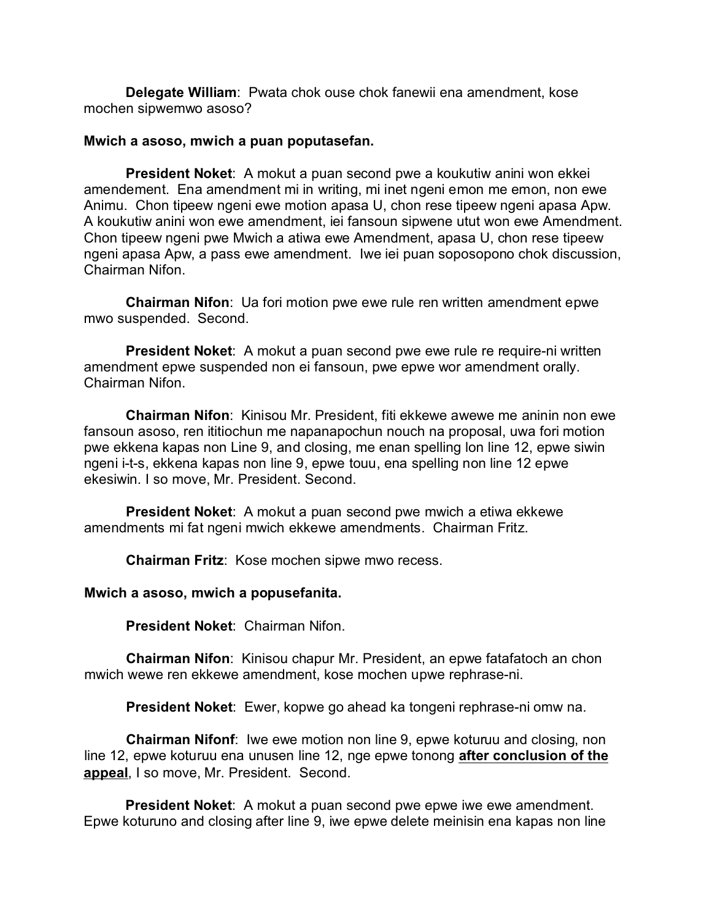**Delegate William**: Pwata chok ouse chok fanewii ena amendment, kose mochen sipwemwo asoso?

**Mwich a asoso, mwich a puan poputasefan.**

**President Noket**: A mokut a puan second pwe a koukutiw anini won ekkei amendement. Ena amendment mi in writing, mi inet ngeni emon me emon, non ewe Animu. Chon tipeew ngeni ewe motion apasa U, chon rese tipeew ngeni apasa Apw. A koukutiw anini won ewe amendment, iei fansoun sipwene ututt won ewe Amendment. Chon tipeew ngeni pwe Mwich a atiwa ewe Amendment, apasa U, chon rese tipeew ngeni apasa Apw, a pass ewe amendment. Iwe iei puan soposopono chok discussion, Chairman Nifon.

**Chairman Nifon**: Ua fori motion pwe ewe rule ren written amendment epwe mwo suspended. Second.

**President Noket**: A mokut a puan second pwe ewe rule re require-ni written amendment epwe suspended non ei fansoun, pwe epwe wor amendment orally. Chairman Nifon.

**Chairman Nifon**: Kinisou Mr. President, fiti ekkewe awewe me aninin non ewe fansoun asoso, ren ititiochun me napanapochun nouch na proposal, uwa fori motion pwe ekkena kapas non Line 9, and closing, me enan spelling lon line 12, epwe siwin ngeni i-t-s, ekkena kapas non line 9, epwe touu, ena spelling non line 12 epwe ekesiwin. I so move, Mr. President. Second.

**President Noket**: A mokut a puan second pwe mwich a etiwa ekkewe amendments mi fat ngeni mwich ekkewe amendments. Chairman Fritz.

**Chairman Fritz**: Kose mochen sipwe mwo recess.

**Mwich a asoso, mwich a popusefanita.**

**President Noket**: Chairman Nifon.

**Chairman Nifon**: Kinisou chapur Mr. President, an epwe fatafatoch an chon mwich wewe ren ekkewe amendment, kose mochen upwe rephrase-ni.

**President Noket**: Ewer, kopwe go ahead ka tongeni rephrase-ni omw na.

**Chairman Nifonf**: Iwe ewe motion non line 9, epwe koturuu and closing, non line 12, epwe koturuu ena unusen line 12, nge epwe tonong **<u>after conclusion of the appeal</u>**, I so move, Mr. President. Second.

**President Noket**: A mokut a puan second pwe epwe iwe ewe amendment. Epwe koturuno and closing after line 9, iwe epwe delete meinisin ena kapas non line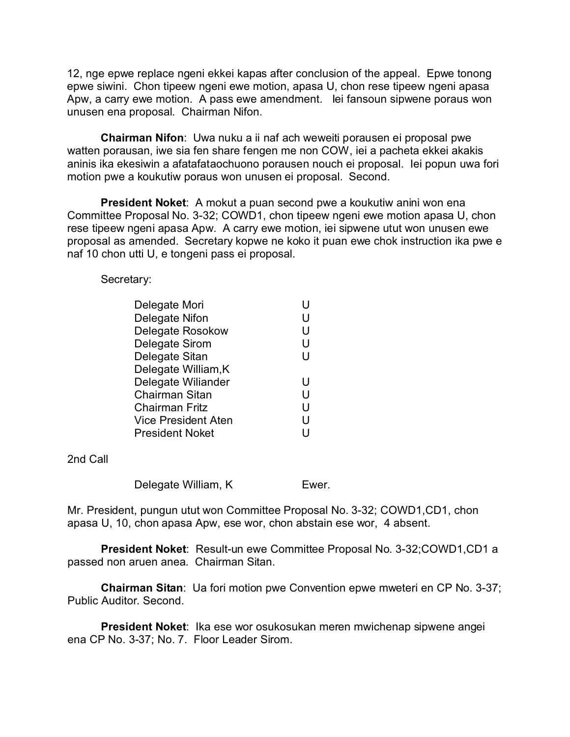12, nge epwe replace ngeni ekkei kapas after conclusion of the appeal. Epwe tonong epwe siwini. Chon tipeew ngeni ewe motion, apasa U, chon rese tipeew ngeni apasa Apw, a carry ewe motion. A pass ewe amendment. Iei fansoun sipwene poraus won unusen ena proposal. Chairman Nifon.

**Chairman Nifon**: Uwa nuku a ii naf ach weweiti porausen ei proposal pwe watten porausan, iwe sia fen share fengen me non COW, iei a pacheta ekkei akakis aninis ika ekesiwin a afatafataochuono porausen nouch ei proposal. Iei popun uwa fori motion pwe a koukutiw poraus won unusen ei proposal. Second.

**President Noket**: A mokut a puan second pwe a koukutiw anini won ena Committee Proposal No. 3-32; COWD1, chon tipeew ngeni ewe motion apasa U, chon rese tipeew ngeni apasa Apw. A carry ewe motion, iei sipwene utut won unusen ewe proposal as amended. Secretary kopwe ne koko it puan ewe chok instruction ika pwe e naf 10 chon utti U, e tongeni pass ei proposal.

Secretary:

| | |
|---|---|
| Delegate Mori | U |
| Delegate Nifon | U |
| Delegate Rosokow | U |
| Delegate Sirom | U |
| Delegate Sitan | U |
| Delegate William,K | |
| Delegate Wiliander | U |
| Chairman Sitan | U |
| Chairman Fritz | U |
| Vice President Aten | U |
| President Noket | U |

2nd Call

| | |
|---|---|
| Delegate William, K | Ewer. |

Mr. President, pungun utut won Committee Proposal No. 3-32; COWD1,CD1, chon apasa U, 10, chon apasa Apw, ese wor, chon abstain ese wor, 4 absent.

**President Noket**: Result-un ewe Committee Proposal No. 3-32;COWD1,CD1 a passed non aruen anea. Chairman Sitan.

**Chairman Sitan**: Ua fori motion pwe Convention epwe mweteri en CP No. 3-37; Public Auditor. Second.

**President Noket**: Ika ese wor osukosukan meren mwichenap sipwene angei ena CP No. 3-37; No. 7. Floor Leader Sirom.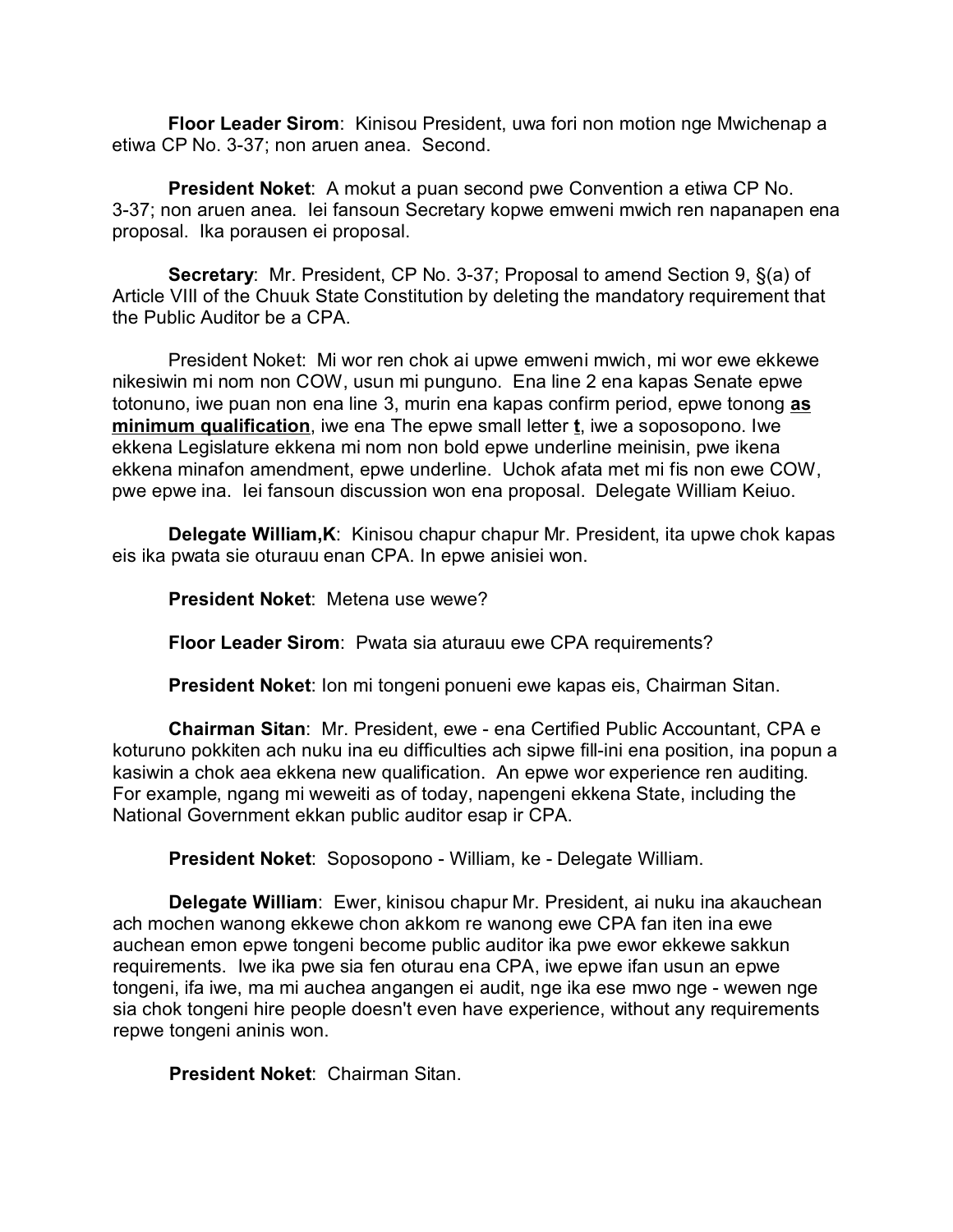**Floor Leader Sirom**: Kinisou President, uwa fori non motion nge Mwichenap a etiwa CP No. 3-37; non aruen anea. Second.

**President Noket**: A mokut a puan second pwe Convention a etiwa CP No. 3-37; non aruen anea. Iei fansoun Secretary kopwe emweni mwich ren napanapen ena proposal. Ika porausen ei proposal.

**Secretary**: Mr. President, CP No. 3-37; Proposal to amend Section 9, §(a) of Article VIII of the Chuuk State Constitution by deleting the mandatory requirement that the Public Auditor be a CPA.

President Noket: Mi wor ren chok ai upwe emweni mwich, mi wor ewe ekkewe nikesiwin mi nom non COW, usun mi punguno. Ena line 2 ena kapas Senate epwe totonuno, iwe puan non ena line 3, murin ena kapas confirm period, epwe tonong **<u>as minimum qualification</u>**, iwe ena The epwe small letter **<u>t</u>**, iwe a soposopono. Iwe ekkena Legislature ekkena mi nom non bold epwe underline meinisin, pwe ikena ekkena minafon amendment, epwe underline. Uchok afata met mi fis non ewe COW, pwe epwe ina. Iei fansoun discussion won ena proposal. Delegate William Keiuo.

**Delegate William,K**: Kinisou chapur chapur Mr. President, ita upwe chok kapas eis ika pwata sie oturauu enan CPA. In epwe anisiei won.

**President Noket**: Metena use wewe?

**Floor Leader Sirom**: Pwata sia aturauu ewe CPA requirements?

**President Noket**: Ion mi tongeni ponueni ewe kapas eis, Chairman Sitan.

**Chairman Sitan**: Mr. President, ewe - ena Certified Public Accountant, CPA e koturuno pokkiten ach nuku ina eu difficulties ach sipwe fill-ini ena position, ina popun a kasiwin a chok aea ekkena new qualification. An epwe wor experience ren auditing. For example, ngang mi weweiti as of today, napengeni ekkena State, including the National Government ekkan public auditor esap ir CPA.

**President Noket**: Soposopono - William, ke - Delegate William.

**Delegate William**: Ewer, kinisou chapur Mr. President, ai nuku ina akauchean ach mochen wanong ekkewe chon akkom re wanong ewe CPA fan iten ina ewe auchean emon epwe tongeni become public auditor ika pwe ewor ekkewe sakkun requirements. Iwe ika pwe sia fen oturau ena CPA, iwe epwe ifan usun an epwe tongeni, ifa iwe, ma mi auchea angangen ei audit, nge ika ese mwo nge - wewen nge sia chok tongeni hire people doesn't even have experience, without any requirements repwe tongeni aninis won.

**President Noket**: Chairman Sitan.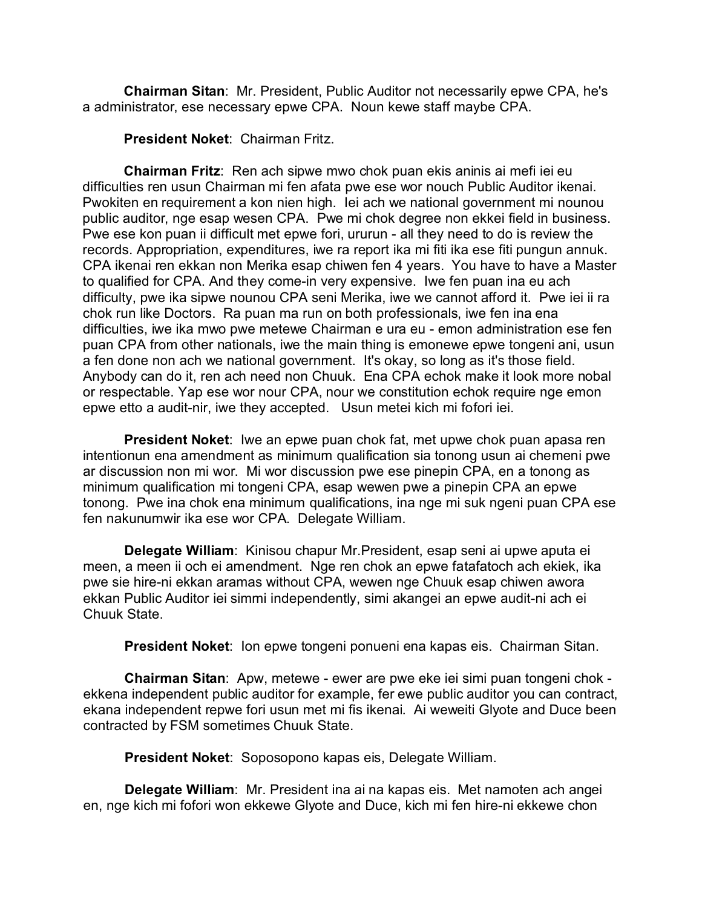**Chairman Sitan**: Mr. President, Public Auditor not necessarily epwe CPA, he's a administrator, ese necessary epwe CPA. Noun kewe staff maybe CPA.

**President Noket**: Chairman Fritz.

**Chairman Fritz**: Ren ach sipwe mwo chok puan ekis aninis ai mefi iei eu difficulties ren usun Chairman mi fen afata pwe ese wor nouch Public Auditor ikenai. Pwokiten en requirement a kon nien high. Iei ach we national government mi nounou public auditor, nge esap wesen CPA. Pwe mi chok degree non ekkei field in business. Pwe ese kon puan ii difficult met epwe fori, ururun - all they need to do is review the records. Appropriation, expenditures, iwe ra report ika mi fiti ika ese fiti pungun annuk. CPA ikenai ren ekkan non Merika esap chiwen fen 4 years. You have to have a Master to qualified for CPA. And they come-in very expensive. Iwe fen puan ina eu ach difficulty, pwe ika sipwe nounou CPA seni Merika, iwe we cannot afford it. Pwe iei ii ra chok run like Doctors. Ra puan ma run on both professionals, iwe fen ina ena difficulties, iwe ika mwo pwe metewe Chairman e ura eu - emon administration ese fen puan CPA from other nationals, iwe the main thing is emonewe epwe tongeni ani, usun a fen done non ach we national government. It's okay, so long as it's those field. Anybody can do it, ren ach need non Chuuk. Ena CPA echok make it look more nobal or respectable. Yap ese wor nour CPA, nour we constitution echok require nge emon epwe etto a audit-nir, iwe they accepted. Usun metei kich mi fofori iei.

**President Noket**: Iwe an epwe puan chok fat, met upwe chok puan apasa ren intentionun ena amendment as minimum qualification sia tonong usun ai chemeni pwe ar discussion non mi wor. Mi wor discussion pwe ese pinepin CPA, en a tonong as minimum qualification mi tongeni CPA, esap wewen pwe a pinepin CPA an epwe tonong. Pwe ina chok ena minimum qualifications, ina nge mi suk ngeni puan CPA ese fen nakunumwir ika ese wor CPA. Delegate William.

**Delegate William**: Kinisou chapur Mr.President, esap seni ai upwe aputa ei meen, a meen ii och ei amendment. Nge ren chok an epwe fatafatoch ach ekiek, ika pwe sie hire-ni ekkan aramas without CPA, wewen nge Chuuk esap chiwen awora ekkan Public Auditor iei simmi independently, simi akangei an epwe audit-ni ach ei Chuuk State.

**President Noket**: Ion epwe tongeni ponueni ena kapas eis. Chairman Sitan.

**Chairman Sitan**: Apw, metewe - ewer are pwe eke iei simi puan tongeni chok - ekkena independent public auditor for example, fer ewe public auditor you can contract, ekana independent repwe fori usun met mi fis ikenai. Ai weweiti Glyote and Duce been contracted by FSM sometimes Chuuk State.

**President Noket**: Soposopono kapas eis, Delegate William.

**Delegate William**: Mr. President ina ai na kapas eis. Met namoten ach angei en, nge kich mi fofori won ekkewe Glyote and Duce, kich mi fen hire-ni ekkewe chon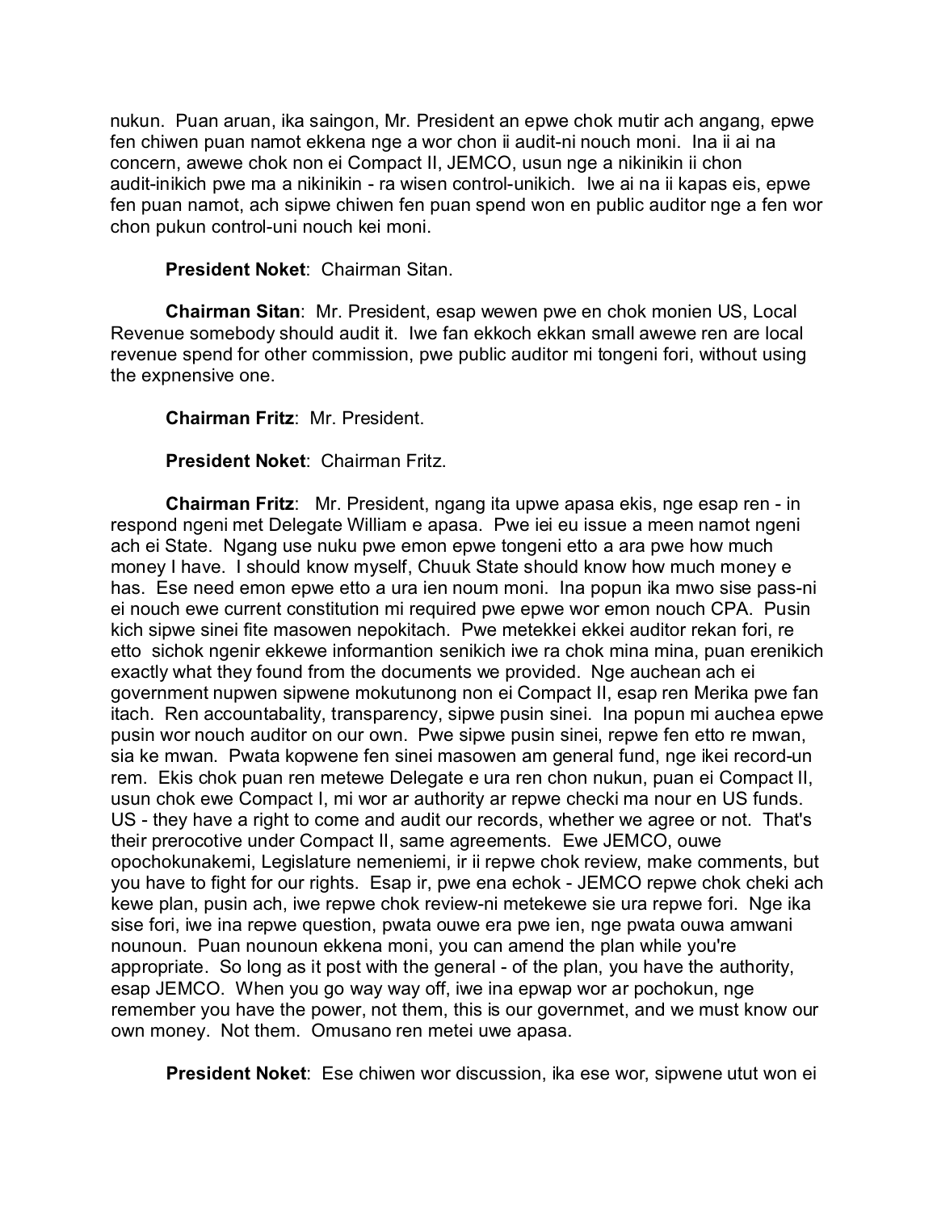nukun. Puan aruan, ika saingon, Mr. President an epwe chok mutir ach angang, epwe fen chiwen puan namot ekkena nge a wor chon ii audit-ni nouch moni. Ina ii ai na concern, awewe chok non ei Compact II, JEMCO, usun nge a nikinikin ii chon audit-inikich pwe ma a nikinikin - ra wisen control-unikich. Iwe ai na ii kapas eis, epwe fen puan namot, ach sipwe chiwen fen puan spend won en public auditor nge a fen wor chon pukun control-uni nouch kei moni.

**President Noket**: Chairman Sitan.

**Chairman Sitan**: Mr. President, esap wewen pwe en chok monien US, Local Revenue somebody should audit it. Iwe fan ekkoch ekkan small awewe ren are local revenue spend for other commission, pwe public auditor mi tongeni fori, without using the expnensive one.

**Chairman Fritz**: Mr. President.

**President Noket**: Chairman Fritz.

**Chairman Fritz**: Mr. President, ngang ita upwe apasa ekis, nge esap ren - in respond ngeni met Delegate William e apasa. Pwe iei eu issue a meen namot ngeni ach ei State. Ngang use nuku pwe emon epwe tongeni etto a ara pwe how much money I have. I should know myself, Chuuk State should know how much money e has. Ese need emon epwe etto a ura ien noum moni. Ina popun ika mwo sise pass-ni ei nouch ewe current constitution mi required pwe epwe wor emon nouch CPA. Pusin kich sipwe sinei fite masowen nepokitach. Pwe metekkei ekkei auditor rekan fori, re etto sichok ngenir ekkewe informantion senikich iwe ra chok mina mina, puan erenikich exactly what they found from the documents we provided. Nge auchean ach ei government nupwen sipwene mokutunong non ei Compact II, esap ren Merika pwe fan itach. Ren accountabality, transparency, sipwe pusin sinei. Ina popun mi auchea epwe pusin wor nouch auditor on our own. Pwe sipwe pusin sinei, repwe fen etto re mwan, sia ke mwan. Pwata kopwene fen sinei masowen am general fund, nge ikei record-un rem. Ekis chok puan ren metewe Delegate e ura ren chon nukun, puan ei Compact II, usun chok ewe Compact I, mi wor ar authority ar repwe checki ma nour en US funds. US - they have a right to come and audit our records, whether we agree or not. That's their prerocotive under Compact II, same agreements. Ewe JEMCO, ouwe opochokunakemi, Legislature nemeniemi, ir ii repwe chok review, make comments, but you have to fight for our rights. Esap ir, pwe ena echok - JEMCO repwe chok cheki ach kewe plan, pusin ach, iwe repwe chok review-ni metekewe sie ura repwe fori. Nge ika sise fori, iwe ina repwe question, pwata ouwe era pwe ien, nge pwata ouwa amwani nounoun. Puan nounoun ekkena moni, you can amend the plan while you're appropriate. So long as it post with the general - of the plan, you have the authority, esap JEMCO. When you go way way off, iwe ina epwap wor ar pochokun, nge remember you have the power, not them, this is our governmet, and we must know our own money. Not them. Omusano ren metei uwe apasa.

**President Noket**: Ese chiwen wor discussion, ika ese wor, sipwene utut won ei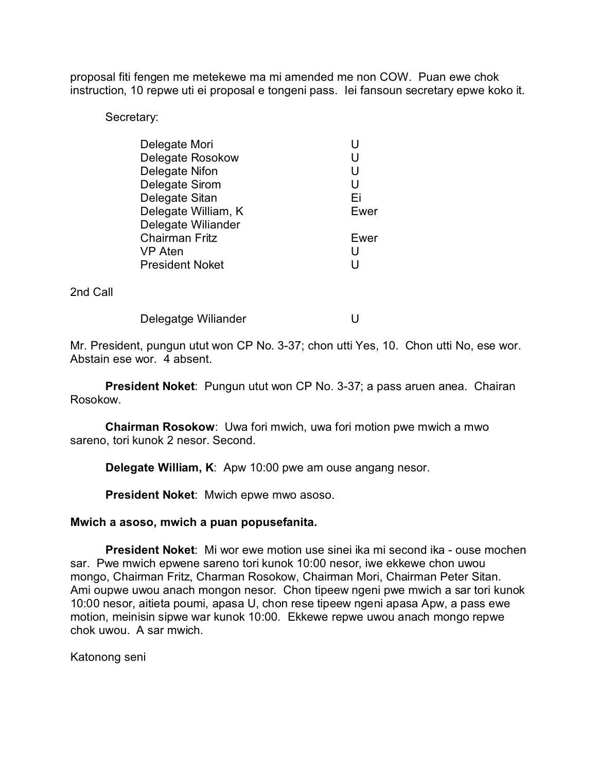proposal fiti fengen me metekewe ma mi amended me non COW. Puan ewe chok instruction, 10 repwe uti ei proposal e tongeni pass. Iei fansoun secretary epwe koko it.

Secretary:

| | |
|---|---|
| Delegate Mori | U |
| Delegate Rosokow | U |
| Delegate Nifon | U |
| Delegate Sirom | U |
| Delegate Sitan | Ei |
| Delegate William, K | Ewer |
| Delegate Wiliander | |
| Chairman Fritz | Ewer |
| VP Aten | U |
| President Noket | U |

2nd Call

| | |
|---|---|
| Delegatge Wiliander | U |

Mr. President, pungun utut won CP No. 3-37; chon utti Yes, 10. Chon utti No, ese wor. Abstain ese wor. 4 absent.

**President Noket**: Pungun utut won CP No. 3-37; a pass aruen anea. Chairan Rosokow.

**Chairman Rosokow**: Uwa fori mwich, uwa fori motion pwe mwich a mwo sareno, tori kunok 2 nesor. Second.

**Delegate William, K**: Apw 10:00 pwe am ouse angang nesor.

**President Noket**: Mwich epwe mwo asoso.

**Mwich a asoso, mwich a puan popusefanita.**

**President Noket**: Mi wor ewe motion use sinei ika mi second ika - ouse mochen sar. Pwe mwich epwene sareno tori kunok 10:00 nesor, iwe ekkewe chon uwou mongo, Chairman Fritz, Charman Rosokow, Chairman Mori, Chairman Peter Sitan. Ami oupwe uwou anach mongon nesor. Chon tipeew ngeni pwe mwich a sar tori kunok 10:00 nesor, aitieta poumi, apasa U, chon rese tipeew ngeni apasa Apw, a pass ewe motion, meinisin sipwe war kunok 10:00. Ekkewe repwe uwou anach mongo repwe chok uwou. A sar mwich.

Katonong seni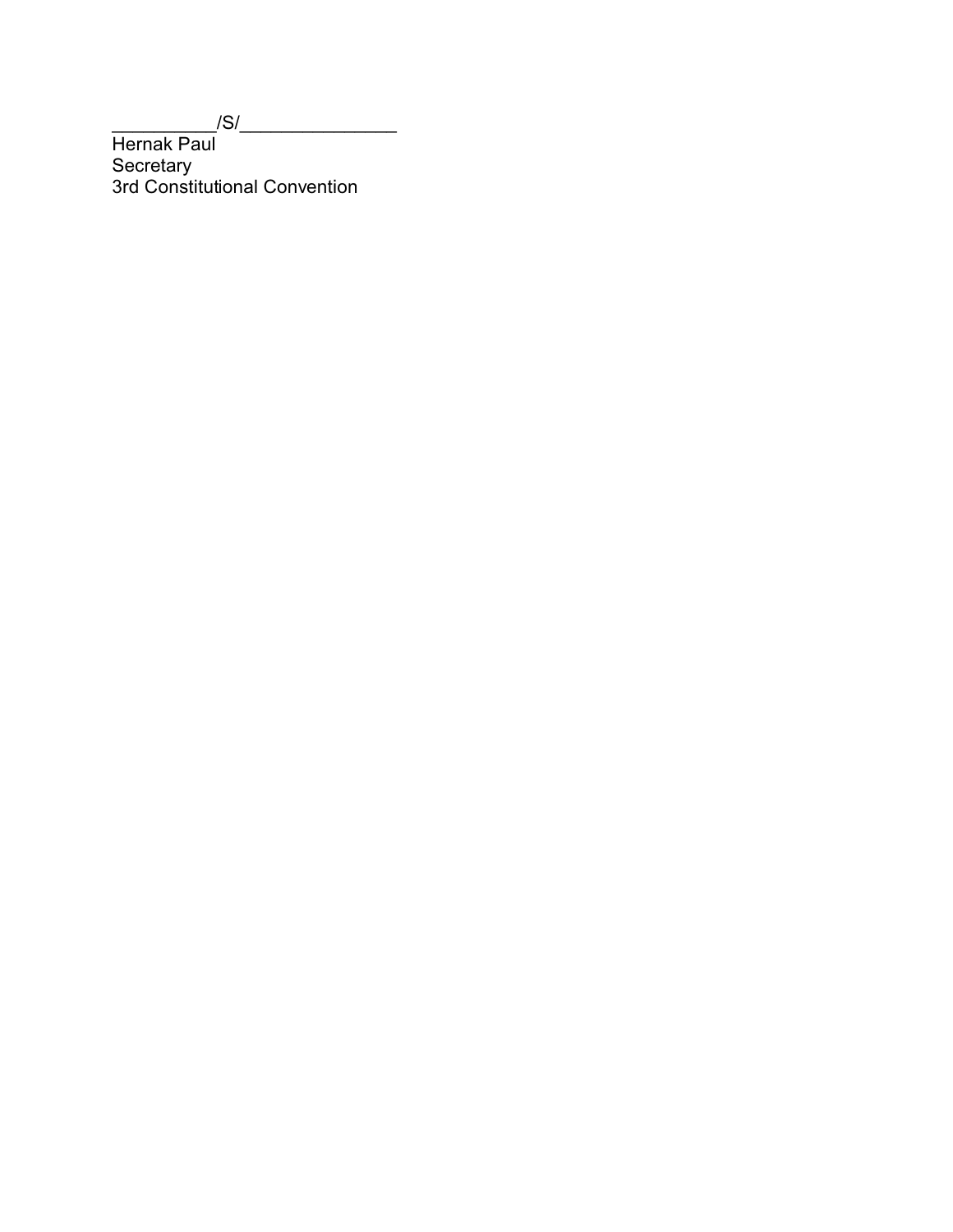__________/S/_______________
Hernak Paul
Secretary
3rd Constitutional Convention